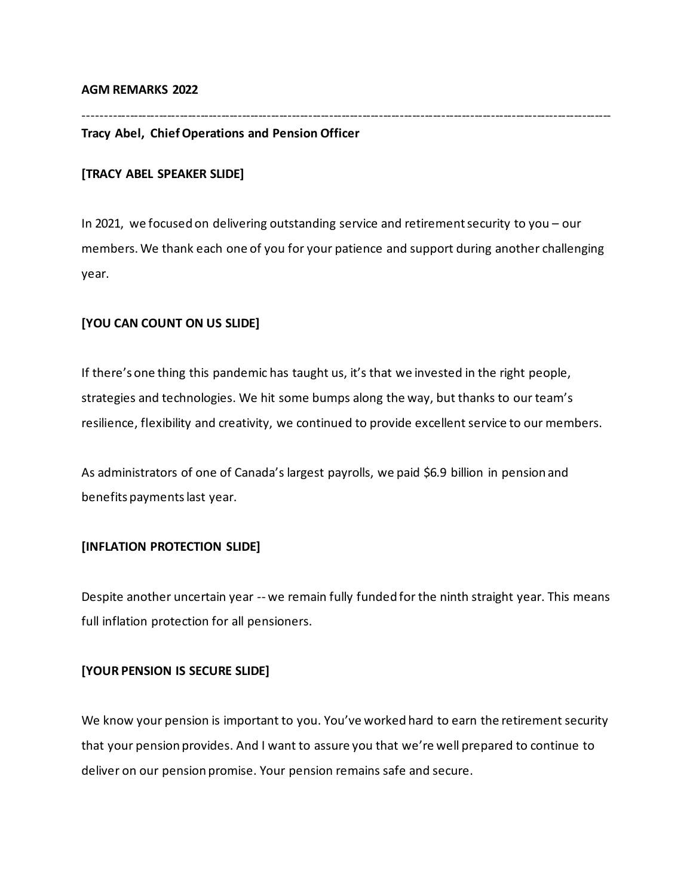**AGM REMARKS 2022**

---

**Tracy Abel, Chief Operations and Pension Officer**

**[TRACY ABEL SPEAKER SLIDE]**

In 2021, we focused on delivering outstanding service and retirement security to you – our members. We thank each one of you for your patience and support during another challenging year.

**[YOU CAN COUNT ON US SLIDE]**

If there's one thing this pandemic has taught us, it's that we invested in the right people, strategies and technologies. We hit some bumps along the way, but thanks to our team's resilience, flexibility and creativity, we continued to provide excellent service to our members.

As administrators of one of Canada's largest payrolls, we paid $6.9 billion in pension and benefits payments last year.

**[INFLATION PROTECTION SLIDE]**

Despite another uncertain year -- we remain fully funded for the ninth straight year. This means full inflation protection for all pensioners.

**[YOUR PENSION IS SECURE SLIDE]**

We know your pension is important to you. You've worked hard to earn the retirement security that your pension provides. And I want to assure you that we're well prepared to continue to deliver on our pension promise. Your pension remains safe and secure.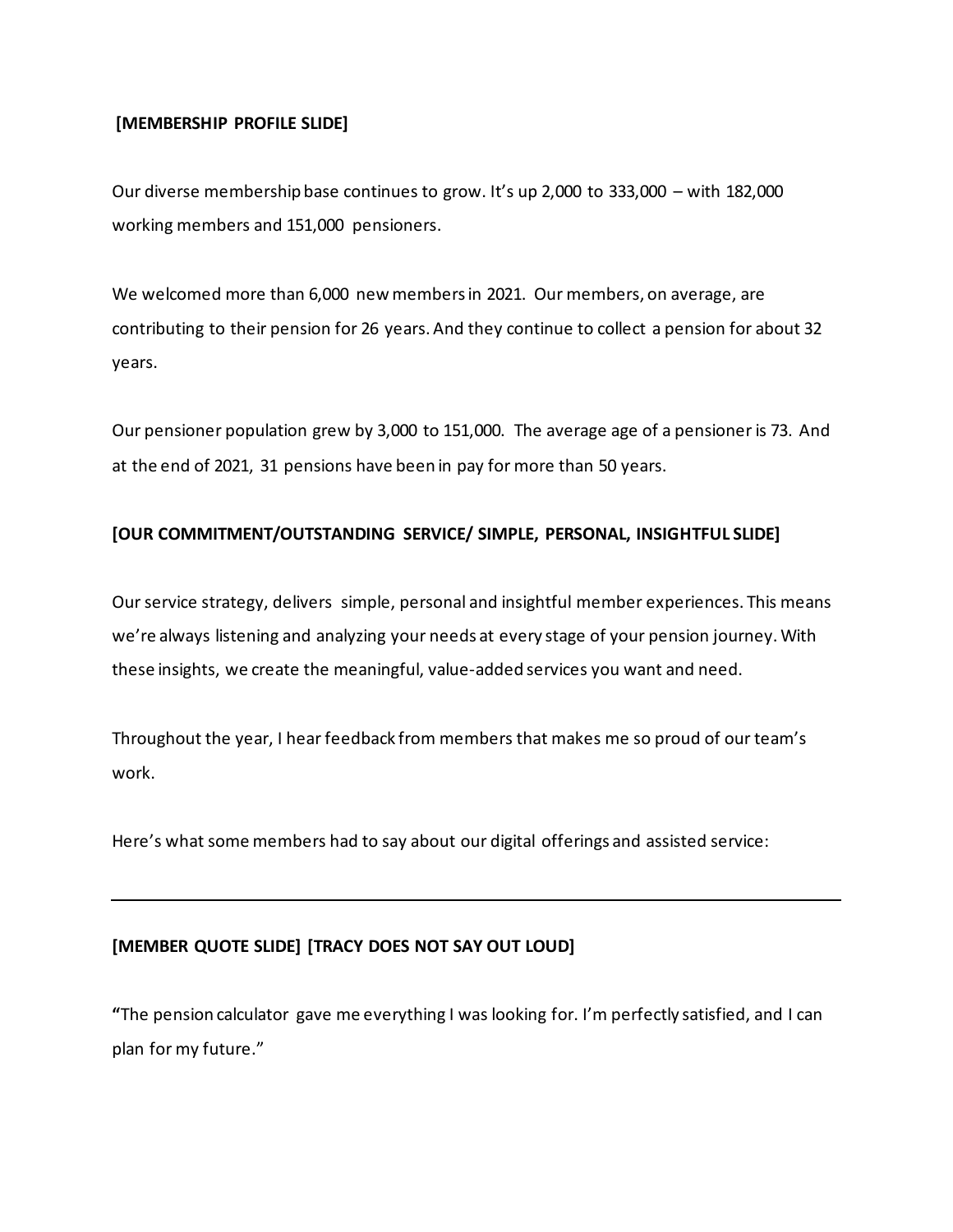**[MEMBERSHIP PROFILE SLIDE]**

Our diverse membership base continues to grow. It's up 2,000 to 333,000 – with 182,000 working members and 151,000 pensioners.

We welcomed more than 6,000 new members in 2021. Our members, on average, are contributing to their pension for 26 years. And they continue to collect a pension for about 32 years.

Our pensioner population grew by 3,000 to 151,000. The average age of a pensioner is 73. And at the end of 2021, 31 pensions have been in pay for more than 50 years.

**[OUR COMMITMENT/OUTSTANDING SERVICE/ SIMPLE, PERSONAL, INSIGHTFUL SLIDE]**

Our service strategy, delivers simple, personal and insightful member experiences. This means we're always listening and analyzing your needs at every stage of your pension journey. With these insights, we create the meaningful, value-added services you want and need.

Throughout the year, I hear feedback from members that makes me so proud of our team's work.

Here's what some members had to say about our digital offerings and assisted service:

---

**[MEMBER QUOTE SLIDE] [TRACY DOES NOT SAY OUT LOUD]**

**"**The pension calculator gave me everything I was looking for. I'm perfectly satisfied, and I can plan for my future."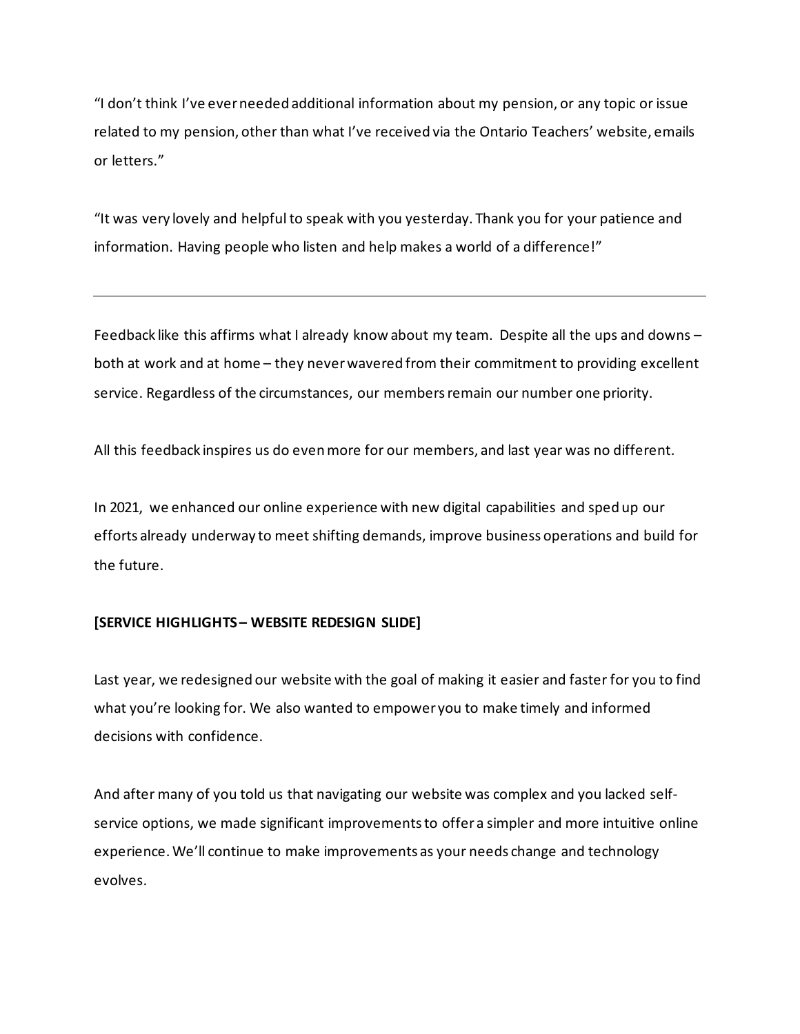"I don't think I've ever needed additional information about my pension, or any topic or issue related to my pension, other than what I've received via the Ontario Teachers' website, emails or letters."

"It was very lovely and helpful to speak with you yesterday. Thank you for your patience and information. Having people who listen and help makes a world of a difference!"

---

Feedback like this affirms what I already know about my team. Despite all the ups and downs – both at work and at home – they never wavered from their commitment to providing excellent service. Regardless of the circumstances, our members remain our number one priority.

All this feedback inspires us do even more for our members, and last year was no different.

In 2021, we enhanced our online experience with new digital capabilities and sped up our efforts already underway to meet shifting demands, improve business operations and build for the future.

**[SERVICE HIGHLIGHTS – WEBSITE REDESIGN SLIDE]**

Last year, we redesigned our website with the goal of making it easier and faster for you to find what you're looking for. We also wanted to empower you to make timely and informed decisions with confidence.

And after many of you told us that navigating our website was complex and you lacked self-service options, we made significant improvements to offer a simpler and more intuitive online experience. We'll continue to make improvements as your needs change and technology evolves.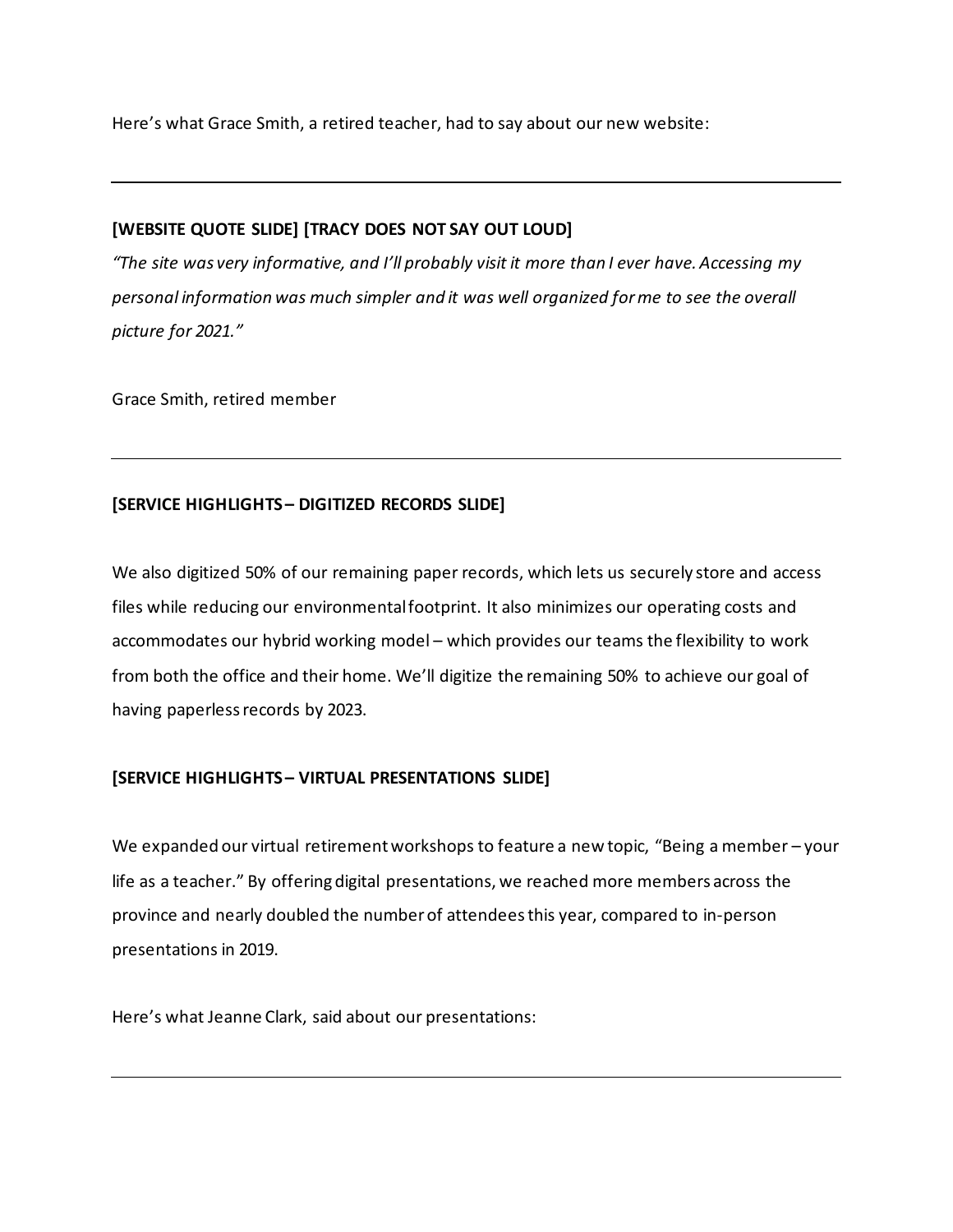Here's what Grace Smith, a retired teacher, had to say about our new website:

---

**[WEBSITE QUOTE SLIDE] [TRACY DOES NOT SAY OUT LOUD]**

*"The site was very informative, and I'll probably visit it more than I ever have. Accessing my personal information was much simpler and it was well organized for me to see the overall picture for 2021."*

Grace Smith, retired member

---

**[SERVICE HIGHLIGHTS – DIGITIZED RECORDS SLIDE]**

We also digitized 50% of our remaining paper records, which lets us securely store and access files while reducing our environmental footprint. It also minimizes our operating costs and accommodates our hybrid working model – which provides our teams the flexibility to work from both the office and their home. We'll digitize the remaining 50% to achieve our goal of having paperless records by 2023.

**[SERVICE HIGHLIGHTS – VIRTUAL PRESENTATIONS SLIDE]**

We expanded our virtual retirement workshops to feature a new topic, "Being a member – your life as a teacher." By offering digital presentations, we reached more members across the province and nearly doubled the number of attendees this year, compared to in-person presentations in 2019.

Here's what Jeanne Clark, said about our presentations:

---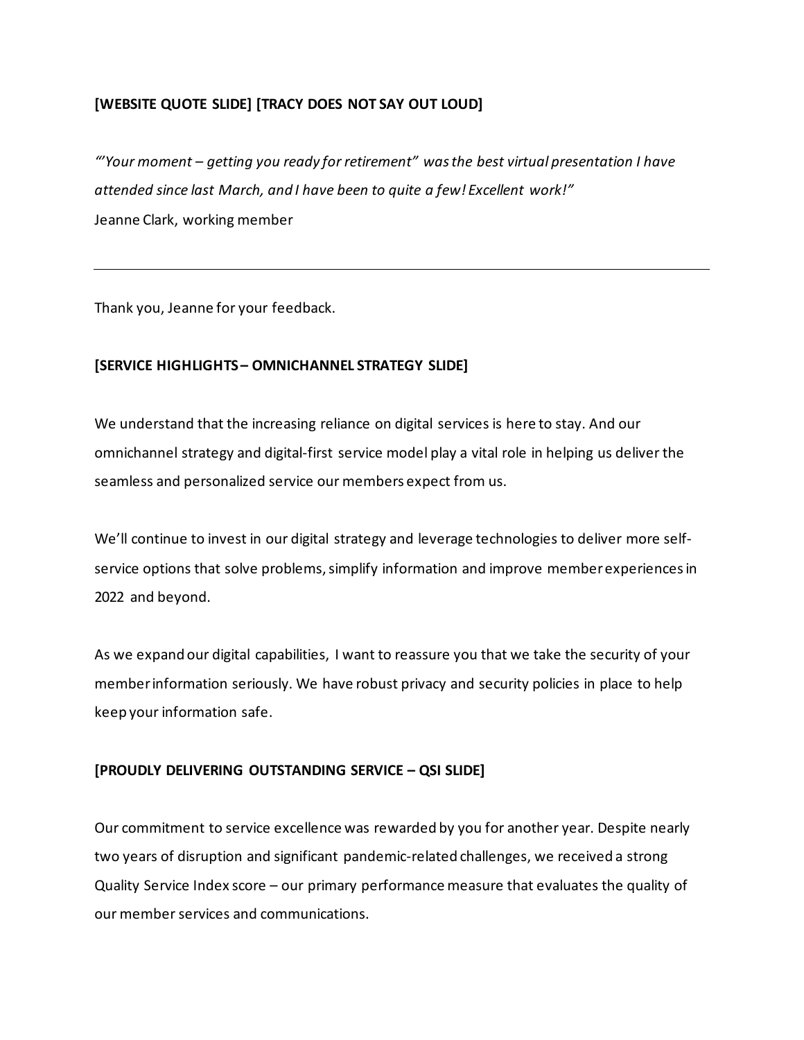**[WEBSITE QUOTE SLIDE] [TRACY DOES NOT SAY OUT LOUD]**

*"'Your moment – getting you ready for retirement" was the best virtual presentation I have attended since last March, and I have been to quite a few! Excellent work!"*
Jeanne Clark, working member

---

Thank you, Jeanne for your feedback.

**[SERVICE HIGHLIGHTS – OMNICHANNEL STRATEGY SLIDE]**

We understand that the increasing reliance on digital services is here to stay. And our omnichannel strategy and digital-first service model play a vital role in helping us deliver the seamless and personalized service our members expect from us.

We'll continue to invest in our digital strategy and leverage technologies to deliver more self-service options that solve problems, simplify information and improve member experiences in 2022 and beyond.

As we expand our digital capabilities, I want to reassure you that we take the security of your member information seriously. We have robust privacy and security policies in place to help keep your information safe.

**[PROUDLY DELIVERING OUTSTANDING SERVICE – QSI SLIDE]**

Our commitment to service excellence was rewarded by you for another year. Despite nearly two years of disruption and significant pandemic-related challenges, we received a strong Quality Service Index score – our primary performance measure that evaluates the quality of our member services and communications.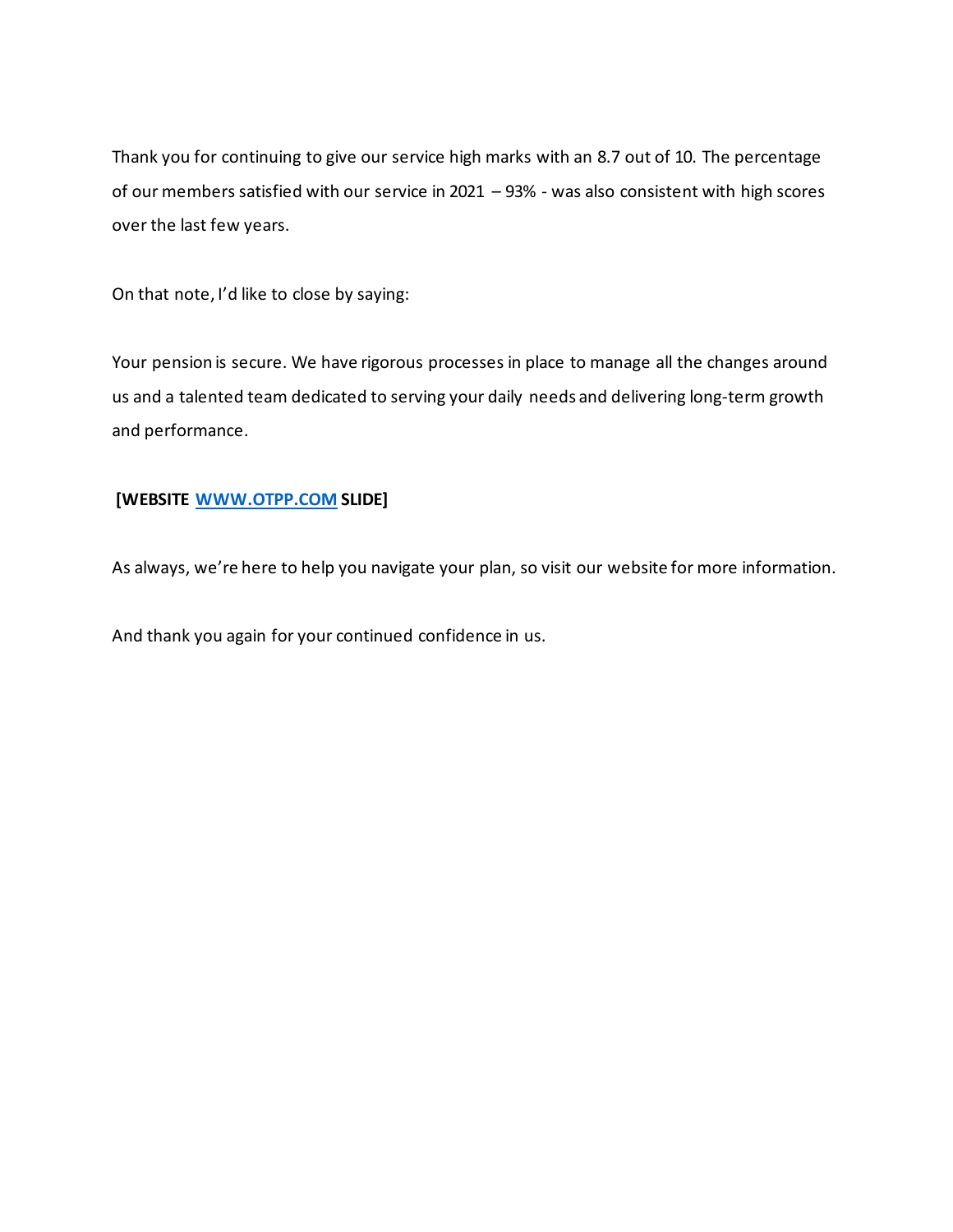Thank you for continuing to give our service high marks with an 8.7 out of 10. The percentage of our members satisfied with our service in 2021 – 93% - was also consistent with high scores over the last few years.

On that note, I'd like to close by saying:

Your pension is secure. We have rigorous processes in place to manage all the changes around us and a talented team dedicated to serving your daily needs and delivering long-term growth and performance.

**[WEBSITE WWW.OTPP.COM SLIDE]**

As always, we're here to help you navigate your plan, so visit our website for more information.

And thank you again for your continued confidence in us.